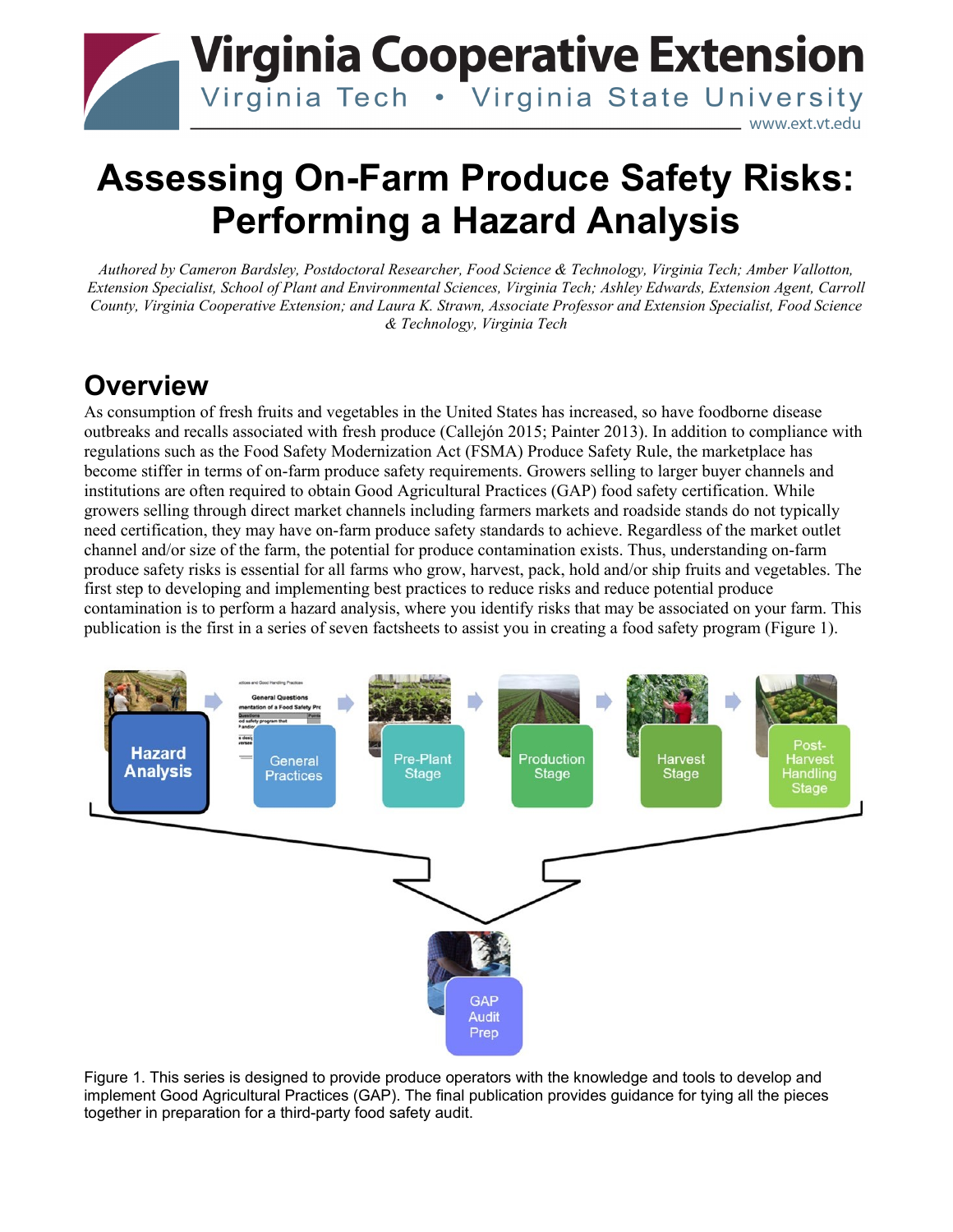# Virginia Cooperative Extension

Virginia Tech • Virginia State University

www.ext.vt.edu

# Assessing On-Farm Produce Safety Risks: Performing a Hazard Analysis

*Authored by Cameron Bardsley, Postdoctoral Researcher, Food Science & Technology, Virginia Tech; Amber Vallotton, Extension Specialist, School of Plant and Environmental Sciences, Virginia Tech; Ashley Edwards, Extension Agent, Carroll County, Virginia Cooperative Extension; and Laura K. Strawn, Associate Professor and Extension Specialist, Food Science & Technology, Virginia Tech*

## Overview

As consumption of fresh fruits and vegetables in the United States has increased, so have foodborne disease outbreaks and recalls associated with fresh produce (Callejón 2015; Painter 2013). In addition to compliance with regulations such as the Food Safety Modernization Act (FSMA) Produce Safety Rule, the marketplace has become stiffer in terms of on-farm produce safety requirements. Growers selling to larger buyer channels and institutions are often required to obtain Good Agricultural Practices (GAP) food safety certification. While growers selling through direct market channels including farmers markets and roadside stands do not typically need certification, they may have on-farm produce safety standards to achieve. Regardless of the market outlet channel and/or size of the farm, the potential for produce contamination exists. Thus, understanding on-farm produce safety risks is essential for all farms who grow, harvest, pack, hold and/or ship fruits and vegetables. The first step to developing and implementing best practices to reduce risks and reduce potential produce contamination is to perform a hazard analysis, where you identify risks that may be associated on your farm. This publication is the first in a series of seven factsheets to assist you in creating a food safety program (Figure 1).

Hazard Analysis → General Practices → Pre-Plant Stage → Production Stage → Harvest Stage → Post-Harvest Handling Stage → GAP Audit Prep

Figure 1. This series is designed to provide produce operators with the knowledge and tools to develop and implement Good Agricultural Practices (GAP). The final publication provides guidance for tying all the pieces together in preparation for a third-party food safety audit.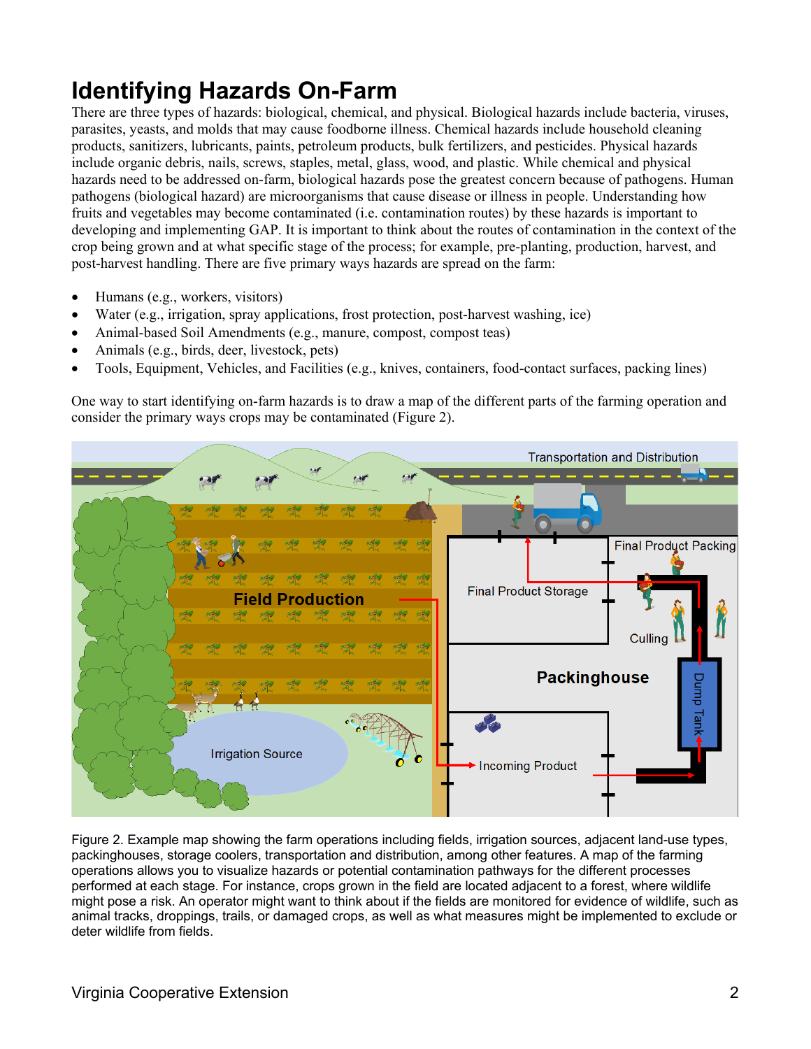# Identifying Hazards On-Farm

There are three types of hazards: biological, chemical, and physical. Biological hazards include bacteria, viruses, parasites, yeasts, and molds that may cause foodborne illness. Chemical hazards include household cleaning products, sanitizers, lubricants, paints, petroleum products, bulk fertilizers, and pesticides. Physical hazards include organic debris, nails, screws, staples, metal, glass, wood, and plastic. While chemical and physical hazards need to be addressed on-farm, biological hazards pose the greatest concern because of pathogens. Human pathogens (biological hazard) are microorganisms that cause disease or illness in people. Understanding how fruits and vegetables may become contaminated (i.e. contamination routes) by these hazards is important to developing and implementing GAP. It is important to think about the routes of contamination in the context of the crop being grown and at what specific stage of the process; for example, pre-planting, production, harvest, and post-harvest handling. There are five primary ways hazards are spread on the farm:

- Humans (e.g., workers, visitors)
- Water (e.g., irrigation, spray applications, frost protection, post-harvest washing, ice)
- Animal-based Soil Amendments (e.g., manure, compost, compost teas)
- Animals (e.g., birds, deer, livestock, pets)
- Tools, Equipment, Vehicles, and Facilities (e.g., knives, containers, food-contact surfaces, packing lines)

One way to start identifying on-farm hazards is to draw a map of the different parts of the farming operation and consider the primary ways crops may be contaminated (Figure 2).

Figure 2. Example map showing the farm operations including fields, irrigation sources, adjacent land-use types, packinghouses, storage coolers, transportation and distribution, among other features. A map of the farming operations allows you to visualize hazards or potential contamination pathways for the different processes performed at each stage. For instance, crops grown in the field are located adjacent to a forest, where wildlife might pose a risk. An operator might want to think about if the fields are monitored for evidence of wildlife, such as animal tracks, droppings, trails, or damaged crops, as well as what measures might be implemented to exclude or deter wildlife from fields.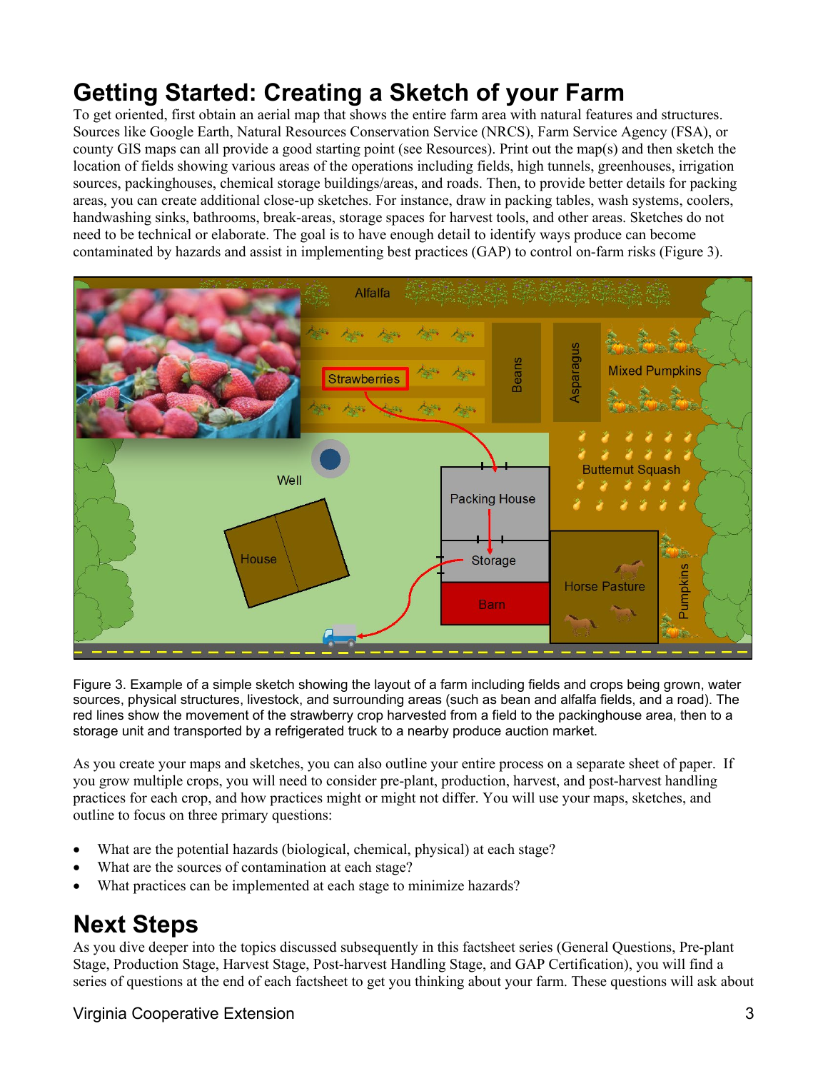# Getting Started: Creating a Sketch of your Farm

To get oriented, first obtain an aerial map that shows the entire farm area with natural features and structures. Sources like Google Earth, Natural Resources Conservation Service (NRCS), Farm Service Agency (FSA), or county GIS maps can all provide a good starting point (see Resources). Print out the map(s) and then sketch the location of fields showing various areas of the operations including fields, high tunnels, greenhouses, irrigation sources, packinghouses, chemical storage buildings/areas, and roads. Then, to provide better details for packing areas, you can create additional close-up sketches. For instance, draw in packing tables, wash systems, coolers, handwashing sinks, bathrooms, break-areas, storage spaces for harvest tools, and other areas. Sketches do not need to be technical or elaborate. The goal is to have enough detail to identify ways produce can become contaminated by hazards and assist in implementing best practices (GAP) to control on-farm risks (Figure 3).

Figure 3. Example of a simple sketch showing the layout of a farm including fields and crops being grown, water sources, physical structures, livestock, and surrounding areas (such as bean and alfalfa fields, and a road). The red lines show the movement of the strawberry crop harvested from a field to the packinghouse area, then to a storage unit and transported by a refrigerated truck to a nearby produce auction market.

As you create your maps and sketches, you can also outline your entire process on a separate sheet of paper. If you grow multiple crops, you will need to consider pre-plant, production, harvest, and post-harvest handling practices for each crop, and how practices might or might not differ. You will use your maps, sketches, and outline to focus on three primary questions:

- What are the potential hazards (biological, chemical, physical) at each stage?
- What are the sources of contamination at each stage?
- What practices can be implemented at each stage to minimize hazards?

# Next Steps

As you dive deeper into the topics discussed subsequently in this factsheet series (General Questions, Pre-plant Stage, Production Stage, Harvest Stage, Post-harvest Handling Stage, and GAP Certification), you will find a series of questions at the end of each factsheet to get you thinking about your farm. These questions will ask about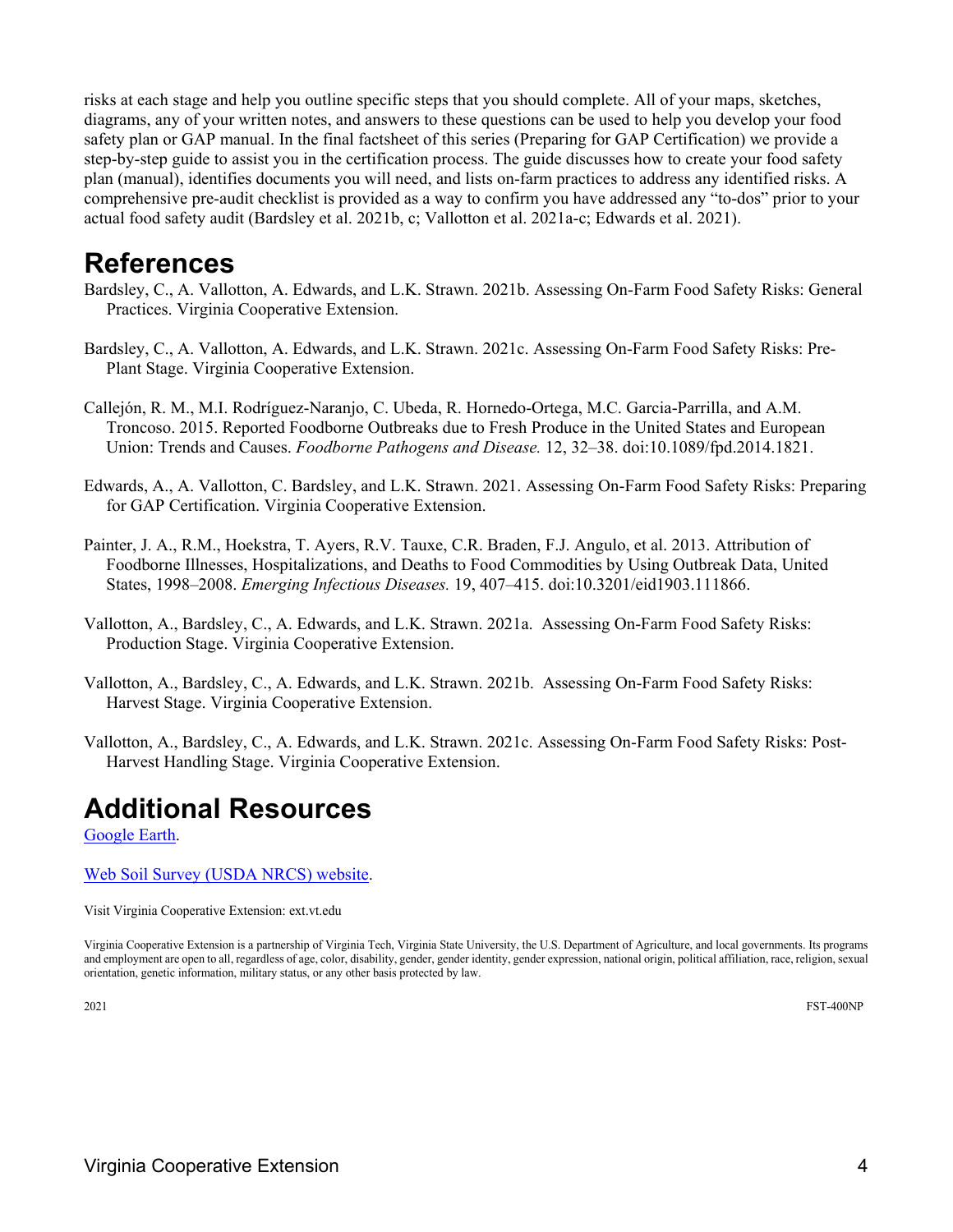risks at each stage and help you outline specific steps that you should complete. All of your maps, sketches, diagrams, any of your written notes, and answers to these questions can be used to help you develop your food safety plan or GAP manual. In the final factsheet of this series (Preparing for GAP Certification) we provide a step-by-step guide to assist you in the certification process. The guide discusses how to create your food safety plan (manual), identifies documents you will need, and lists on-farm practices to address any identified risks. A comprehensive pre-audit checklist is provided as a way to confirm you have addressed any "to-dos" prior to your actual food safety audit (Bardsley et al. 2021b, c; Vallotton et al. 2021a-c; Edwards et al. 2021).

# References

Bardsley, C., A. Vallotton, A. Edwards, and L.K. Strawn. 2021b. Assessing On-Farm Food Safety Risks: General Practices. Virginia Cooperative Extension.

Bardsley, C., A. Vallotton, A. Edwards, and L.K. Strawn. 2021c. Assessing On-Farm Food Safety Risks: Pre-Plant Stage. Virginia Cooperative Extension.

Callejón, R. M., M.I. Rodríguez-Naranjo, C. Ubeda, R. Hornedo-Ortega, M.C. Garcia-Parrilla, and A.M. Troncoso. 2015. Reported Foodborne Outbreaks due to Fresh Produce in the United States and European Union: Trends and Causes. *Foodborne Pathogens and Disease.* 12, 32–38. doi:10.1089/fpd.2014.1821.

Edwards, A., A. Vallotton, C. Bardsley, and L.K. Strawn. 2021. Assessing On-Farm Food Safety Risks: Preparing for GAP Certification. Virginia Cooperative Extension.

Painter, J. A., R.M., Hoekstra, T. Ayers, R.V. Tauxe, C.R. Braden, F.J. Angulo, et al. 2013. Attribution of Foodborne Illnesses, Hospitalizations, and Deaths to Food Commodities by Using Outbreak Data, United States, 1998–2008. *Emerging Infectious Diseases.* 19, 407–415. doi:10.3201/eid1903.111866.

Vallotton, A., Bardsley, C., A. Edwards, and L.K. Strawn. 2021a. Assessing On-Farm Food Safety Risks: Production Stage. Virginia Cooperative Extension.

Vallotton, A., Bardsley, C., A. Edwards, and L.K. Strawn. 2021b. Assessing On-Farm Food Safety Risks: Harvest Stage. Virginia Cooperative Extension.

Vallotton, A., Bardsley, C., A. Edwards, and L.K. Strawn. 2021c. Assessing On-Farm Food Safety Risks: Post-Harvest Handling Stage. Virginia Cooperative Extension.

# Additional Resources

Google Earth.

Web Soil Survey (USDA NRCS) website.

Visit Virginia Cooperative Extension: ext.vt.edu

Virginia Cooperative Extension is a partnership of Virginia Tech, Virginia State University, the U.S. Department of Agriculture, and local governments. Its programs and employment are open to all, regardless of age, color, disability, gender, gender identity, gender expression, national origin, political affiliation, race, religion, sexual orientation, genetic information, military status, or any other basis protected by law.

2021 FST-400NP